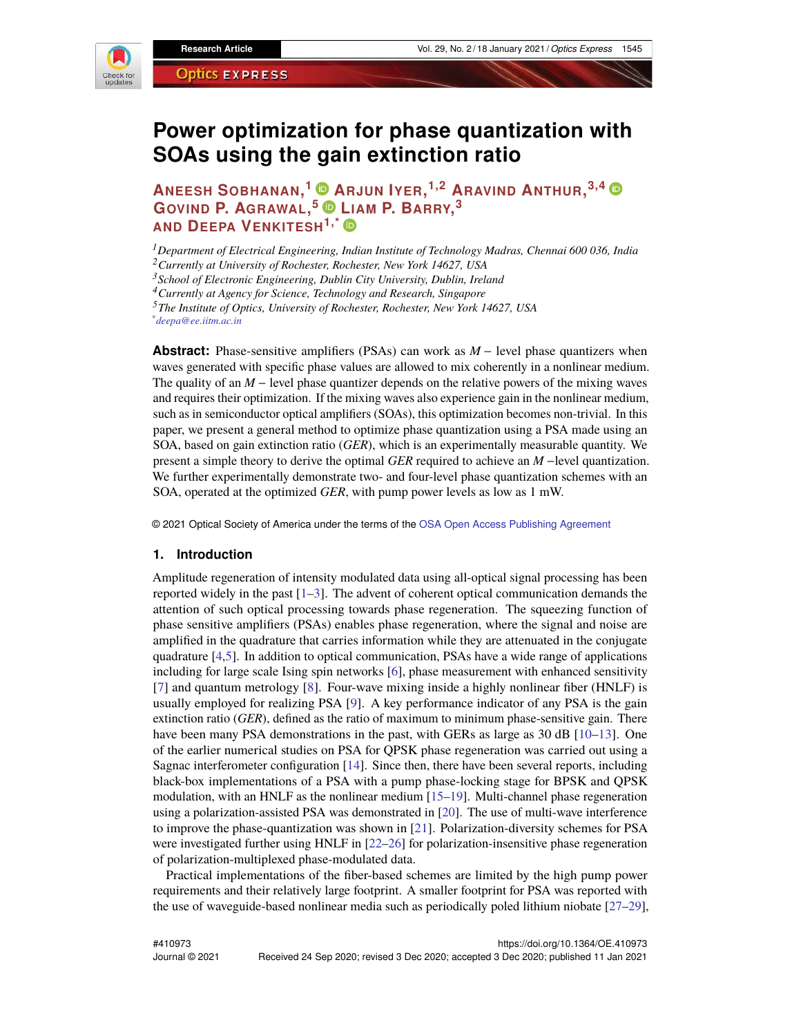# Power optimization for phase quantization with SOAs using the gain extinction ratio

**Aneesh Sobhanan,[1] Arjun Iyer,[1,2] Aravind Anthur,[3,4] Govind P. Agrawal,[5] Liam P. Barry,[3] and Deepa Venkitesh[1,*]**

[1] *Department of Electrical Engineering, Indian Institute of Technology Madras, Chennai 600 036, India*
[2] *Currently at University of Rochester, Rochester, New York 14627, USA*
[3] *School of Electronic Engineering, Dublin City University, Dublin, Ireland*
[4] *Currently at Agency for Science, Technology and Research, Singapore*
[5] *The Institute of Optics, University of Rochester, Rochester, New York 14627, USA*
[*] *deepa@ee.iitm.ac.in*

**Abstract:** Phase-sensitive amplifiers (PSAs) can work as $M-$ level phase quantizers when waves generated with specific phase values are allowed to mix coherently in a nonlinear medium. The quality of an $M-$ level phase quantizer depends on the relative powers of the mixing waves and requires their optimization. If the mixing waves also experience gain in the nonlinear medium, such as in semiconductor optical amplifiers (SOAs), this optimization becomes non-trivial. In this paper, we present a general method to optimize phase quantization using a PSA made using an SOA, based on gain extinction ratio (*GER*), which is an experimentally measurable quantity. We present a simple theory to derive the optimal *GER* required to achieve an $M-$level quantization. We further experimentally demonstrate two- and four-level phase quantization schemes with an SOA, operated at the optimized *GER*, with pump power levels as low as 1 mW.

© 2021 Optical Society of America under the terms of the OSA Open Access Publishing Agreement

## 1. Introduction

Amplitude regeneration of intensity modulated data using all-optical signal processing has been reported widely in the past [1–3]. The advent of coherent optical communication demands the attention of such optical processing towards phase regeneration. The squeezing function of phase sensitive amplifiers (PSAs) enables phase regeneration, where the signal and noise are amplified in the quadrature that carries information while they are attenuated in the conjugate quadrature [4,5]. In addition to optical communication, PSAs have a wide range of applications including for large scale Ising spin networks [6], phase measurement with enhanced sensitivity [7] and quantum metrology [8]. Four-wave mixing inside a highly nonlinear fiber (HNLF) is usually employed for realizing PSA [9]. A key performance indicator of any PSA is the gain extinction ratio (*GER*), defined as the ratio of maximum to minimum phase-sensitive gain. There have been many PSA demonstrations in the past, with GERs as large as 30 dB [10–13]. One of the earlier numerical studies on PSA for QPSK phase regeneration was carried out using a Sagnac interferometer configuration [14]. Since then, there have been several reports, including black-box implementations of a PSA with a pump phase-locking stage for BPSK and QPSK modulation, with an HNLF as the nonlinear medium [15–19]. Multi-channel phase regeneration using a polarization-assisted PSA was demonstrated in [20]. The use of multi-wave interference to improve the phase-quantization was shown in [21]. Polarization-diversity schemes for PSA were investigated further using HNLF in [22–26] for polarization-insensitive phase regeneration of polarization-multiplexed phase-modulated data.

Practical implementations of the fiber-based schemes are limited by the high pump power requirements and their relatively large footprint. A smaller footprint for PSA was reported with the use of waveguide-based nonlinear media such as periodically poled lithium niobate [27–29],

#410973
Journal © 2021 https://doi.org/10.1364/OE.410973
Received 24 Sep 2020; revised 3 Dec 2020; accepted 3 Dec 2020; published 11 Jan 2021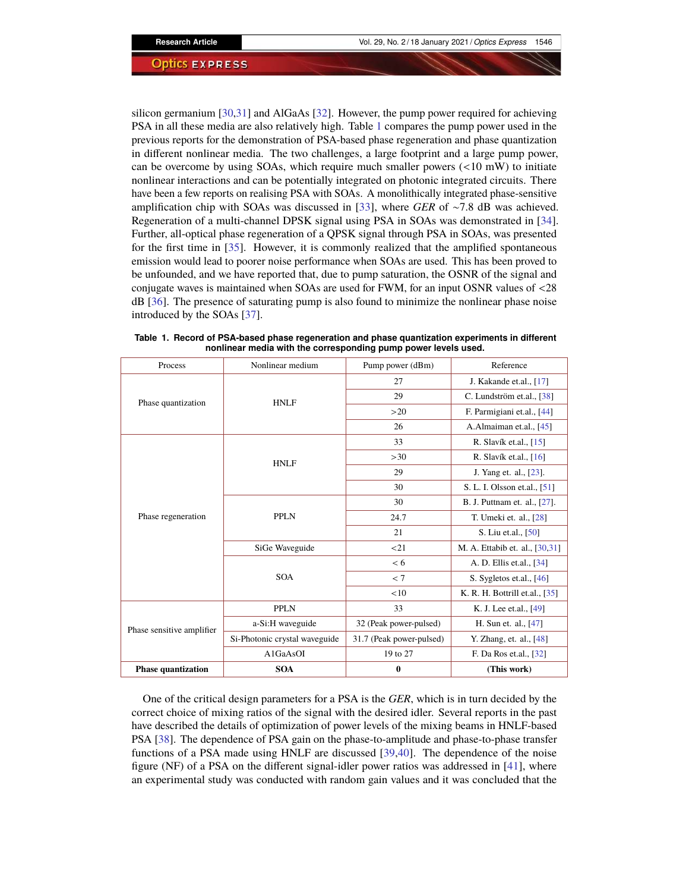silicon germanium [30,31] and AlGaAs [32]. However, the pump power required for achieving PSA in all these media are also relatively high. Table 1 compares the pump power used in the previous reports for the demonstration of PSA-based phase regeneration and phase quantization in different nonlinear media. The two challenges, a large footprint and a large pump power, can be overcome by using SOAs, which require much smaller powers (<10 mW) to initiate nonlinear interactions and can be potentially integrated on photonic integrated circuits. There have been a few reports on realising PSA with SOAs. A monolithically integrated phase-sensitive amplification chip with SOAs was discussed in [33], where *GER* of ~7.8 dB was achieved. Regeneration of a multi-channel DPSK signal using PSA in SOAs was demonstrated in [34]. Further, all-optical phase regeneration of a QPSK signal through PSA in SOAs, was presented for the first time in [35]. However, it is commonly realized that the amplified spontaneous emission would lead to poorer noise performance when SOAs are used. This has been proved to be unfounded, and we have reported that, due to pump saturation, the OSNR of the signal and conjugate waves is maintained when SOAs are used for FWM, for an input OSNR values of <28 dB [36]. The presence of saturating pump is also found to minimize the nonlinear phase noise introduced by the SOAs [37].

**Table 1. Record of PSA-based phase regeneration and phase quantization experiments in different nonlinear media with the corresponding pump power levels used.**

| Process | Nonlinear medium | Pump power (dBm) | Reference |
|---|---|---|---|
| Phase quantization | HNLF | 27 | J. Kakande et.al., [17] |
| | | 29 | C. Lundström et.al., [38] |
| | | >20 | F. Parmigiani et.al., [44] |
| | | 26 | A.Almaiman et.al., [45] |
| Phase regeneration | HNLF | 33 | R. Slavík et.al., [15] |
| | | >30 | R. Slavík et.al., [16] |
| | | 29 | J. Yang et. al., [23]. |
| | | 30 | S. L. I. Olsson et.al., [51] |
| | PPLN | 30 | B. J. Puttnam et. al., [27]. |
| | | 24.7 | T. Umeki et. al., [28] |
| | | 21 | S. Liu et.al., [50] |
| | SiGe Waveguide | <21 | M. A. Ettabib et. al., [30,31] |
| | SOA | < 6 | A. D. Ellis et.al., [34] |
| | | < 7 | S. Sygletos et.al., [46] |
| | | <10 | K. R. H. Bottrill et.al., [35] |
| Phase sensitive amplifier | PPLN | 33 | K. J. Lee et.al., [49] |
| | a-Si:H waveguide | 32 (Peak power-pulsed) | H. Sun et. al., [47] |
| | Si-Photonic crystal waveguide | 31.7 (Peak power-pulsed) | Y. Zhang, et. al., [48] |
| | A1GaAsOI | 19 to 27 | F. Da Ros et.al., [32] |
| **Phase quantization** | **SOA** | **0** | **(This work)** |

One of the critical design parameters for a PSA is the *GER*, which is in turn decided by the correct choice of mixing ratios of the signal with the desired idler. Several reports in the past have described the details of optimization of power levels of the mixing beams in HNLF-based PSA [38]. The dependence of PSA gain on the phase-to-amplitude and phase-to-phase transfer functions of a PSA made using HNLF are discussed [39,40]. The dependence of the noise figure (NF) of a PSA on the different signal-idler power ratios was addressed in [41], where an experimental study was conducted with random gain values and it was concluded that the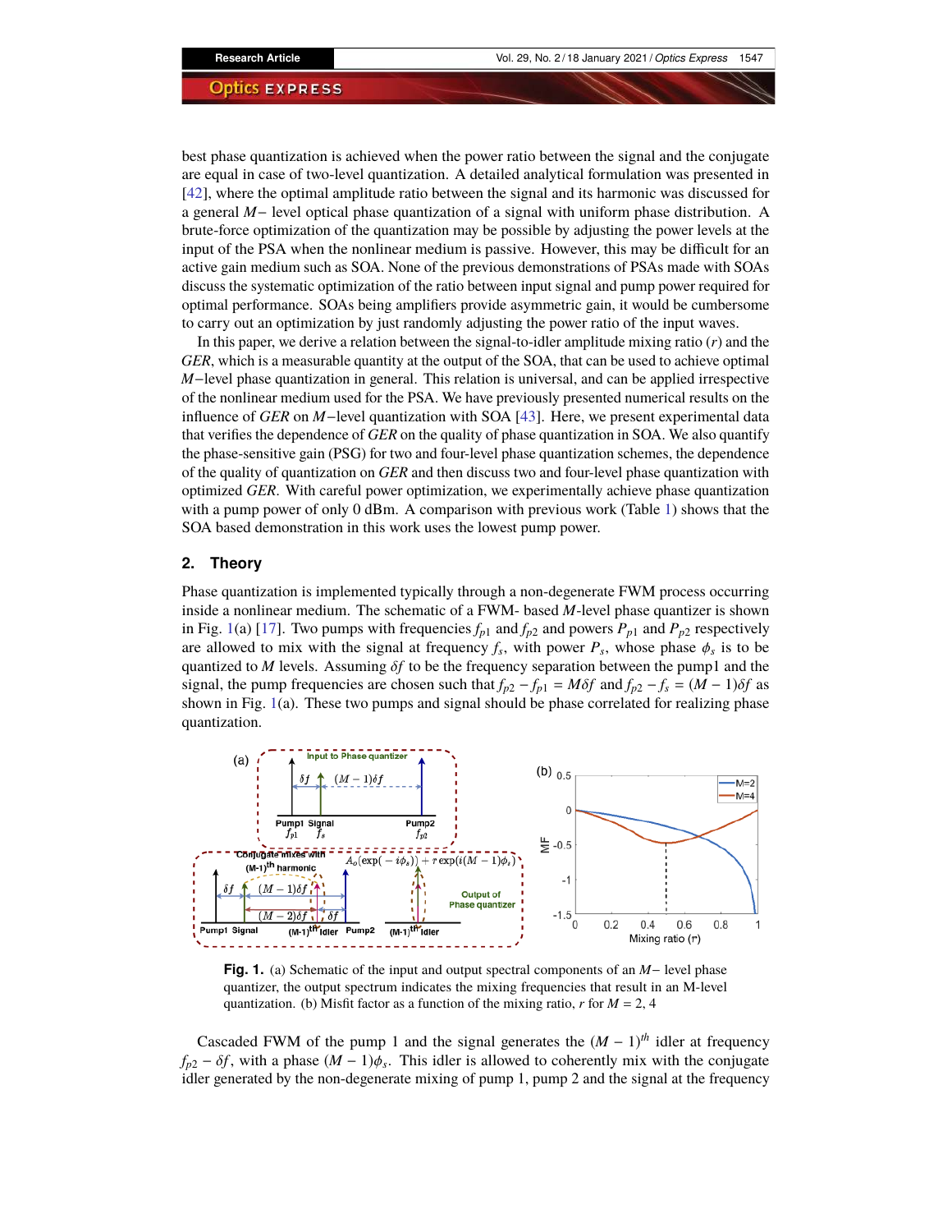best phase quantization is achieved when the power ratio between the signal and the conjugate are equal in case of two-level quantization. A detailed analytical formulation was presented in [42], where the optimal amplitude ratio between the signal and its harmonic was discussed for a general $M-$ level optical phase quantization of a signal with uniform phase distribution. A brute-force optimization of the quantization may be possible by adjusting the power levels at the input of the PSA when the nonlinear medium is passive. However, this may be difficult for an active gain medium such as SOA. None of the previous demonstrations of PSAs made with SOAs discuss the systematic optimization of the ratio between input signal and pump power required for optimal performance. SOAs being amplifiers provide asymmetric gain, it would be cumbersome to carry out an optimization by just randomly adjusting the power ratio of the input waves.

In this paper, we derive a relation between the signal-to-idler amplitude mixing ratio ($r$) and the *GER*, which is a measurable quantity at the output of the SOA, that can be used to achieve optimal $M-$level phase quantization in general. This relation is universal, and can be applied irrespective of the nonlinear medium used for the PSA. We have previously presented numerical results on the influence of *GER* on $M-$level quantization with SOA [43]. Here, we present experimental data that verifies the dependence of *GER* on the quality of phase quantization in SOA. We also quantify the phase-sensitive gain (PSG) for two and four-level phase quantization schemes, the dependence of the quality of quantization on *GER* and then discuss two and four-level phase quantization with optimized *GER*. With careful power optimization, we experimentally achieve phase quantization with a pump power of only 0 dBm. A comparison with previous work (Table 1) shows that the SOA based demonstration in this work uses the lowest pump power.

## 2. Theory

Phase quantization is implemented typically through a non-degenerate FWM process occurring inside a nonlinear medium. The schematic of a FWM- based $M$-level phase quantizer is shown in Fig. 1(a) [17]. Two pumps with frequencies $f_{p1}$ and $f_{p2}$ and powers $P_{p1}$ and $P_{p2}$ respectively are allowed to mix with the signal at frequency $f_s$, with power $P_s$, whose phase $\phi_s$ is to be quantized to $M$ levels. Assuming $\delta f$ to be the frequency separation between the pump1 and the signal, the pump frequencies are chosen such that $f_{p2} - f_{p1} = M\delta f$ and $f_{p2} - f_s = (M-1)\delta f$ as shown in Fig. 1(a). These two pumps and signal should be phase correlated for realizing phase quantization.

**Fig. 1.** (a) Schematic of the input and output spectral components of an $M-$ level phase quantizer, the output spectrum indicates the mixing frequencies that result in an M-level quantization. (b) Misfit factor as a function of the mixing ratio, $r$ for $M = 2, 4$

Cascaded FWM of the pump 1 and the signal generates the $(M-1)^{th}$ idler at frequency $f_{p2} - \delta f$, with a phase $(M-1)\phi_s$. This idler is allowed to coherently mix with the conjugate idler generated by the non-degenerate mixing of pump 1, pump 2 and the signal at the frequency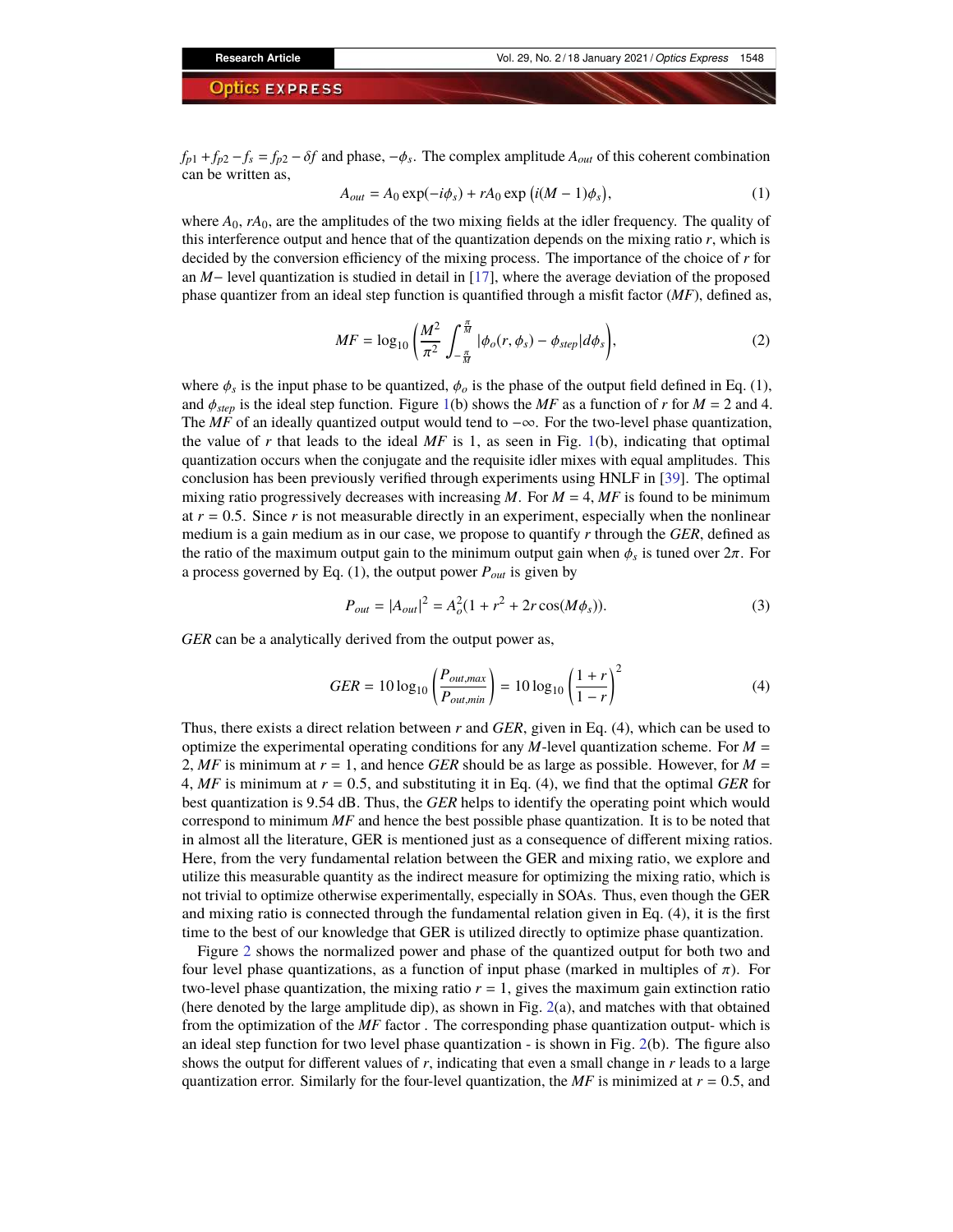$f_{p1} + f_{p2} - f_s = f_{p2} - \delta f$ and phase, $-\phi_s$. The complex amplitude $A_{out}$ of this coherent combination can be written as,

$$A_{out} = A_0 \exp(-i\phi_s) + rA_0 \exp\left(i(M-1)\phi_s\right), \tag{1}$$

where $A_0$, $rA_0$, are the amplitudes of the two mixing fields at the idler frequency. The quality of this interference output and hence that of the quantization depends on the mixing ratio $r$, which is decided by the conversion efficiency of the mixing process. The importance of the choice of $r$ for an $M-$ level quantization is studied in detail in [17], where the average deviation of the proposed phase quantizer from an ideal step function is quantified through a misfit factor ($MF$), defined as,

$$MF = \log_{10}\left(\frac{M^2}{\pi^2}\int_{-\frac{\pi}{M}}^{\frac{\pi}{M}} |\phi_o(r,\phi_s) - \phi_{step}| d\phi_s\right), \tag{2}$$

where $\phi_s$ is the input phase to be quantized, $\phi_o$ is the phase of the output field defined in Eq. (1), and $\phi_{step}$ is the ideal step function. Figure 1(b) shows the $MF$ as a function of $r$ for $M = 2$ and 4. The $MF$ of an ideally quantized output would tend to $-\infty$. For the two-level phase quantization, the value of $r$ that leads to the ideal $MF$ is 1, as seen in Fig. 1(b), indicating that optimal quantization occurs when the conjugate and the requisite idler mixes with equal amplitudes. This conclusion has been previously verified through experiments using HNLF in [39]. The optimal mixing ratio progressively decreases with increasing $M$. For $M = 4$, $MF$ is found to be minimum at $r = 0.5$. Since $r$ is not measurable directly in an experiment, especially when the nonlinear medium is a gain medium as in our case, we propose to quantify $r$ through the $GER$, defined as the ratio of the maximum output gain to the minimum output gain when $\phi_s$ is tuned over $2\pi$. For a process governed by Eq. (1), the output power $P_{out}$ is given by

$$P_{out} = |A_{out}|^2 = A_o^2(1 + r^2 + 2r\cos(M\phi_s)). \tag{3}$$

$GER$ can be a analytically derived from the output power as,

$$GER = 10\log_{10}\left(\frac{P_{out,max}}{P_{out,min}}\right) = 10\log_{10}\left(\frac{1+r}{1-r}\right)^2 \tag{4}$$

Thus, there exists a direct relation between $r$ and $GER$, given in Eq. (4), which can be used to optimize the experimental operating conditions for any $M$-level quantization scheme. For $M = 2$, $MF$ is minimum at $r = 1$, and hence $GER$ should be as large as possible. However, for $M = 4$, $MF$ is minimum at $r = 0.5$, and substituting it in Eq. (4), we find that the optimal $GER$ for best quantization is 9.54 dB. Thus, the $GER$ helps to identify the operating point which would correspond to minimum $MF$ and hence the best possible phase quantization. It is to be noted that in almost all the literature, GER is mentioned just as a consequence of different mixing ratios. Here, from the very fundamental relation between the GER and mixing ratio, we explore and utilize this measurable quantity as the indirect measure for optimizing the mixing ratio, which is not trivial to optimize otherwise experimentally, especially in SOAs. Thus, even though the GER and mixing ratio is connected through the fundamental relation given in Eq. (4), it is the first time to the best of our knowledge that GER is utilized directly to optimize phase quantization.

Figure 2 shows the normalized power and phase of the quantized output for both two and four level phase quantizations, as a function of input phase (marked in multiples of $\pi$). For two-level phase quantization, the mixing ratio $r = 1$, gives the maximum gain extinction ratio (here denoted by the large amplitude dip), as shown in Fig. 2(a), and matches with that obtained from the optimization of the $MF$ factor . The corresponding phase quantization output- which is an ideal step function for two level phase quantization - is shown in Fig. 2(b). The figure also shows the output for different values of $r$, indicating that even a small change in $r$ leads to a large quantization error. Similarly for the four-level quantization, the $MF$ is minimized at $r = 0.5$, and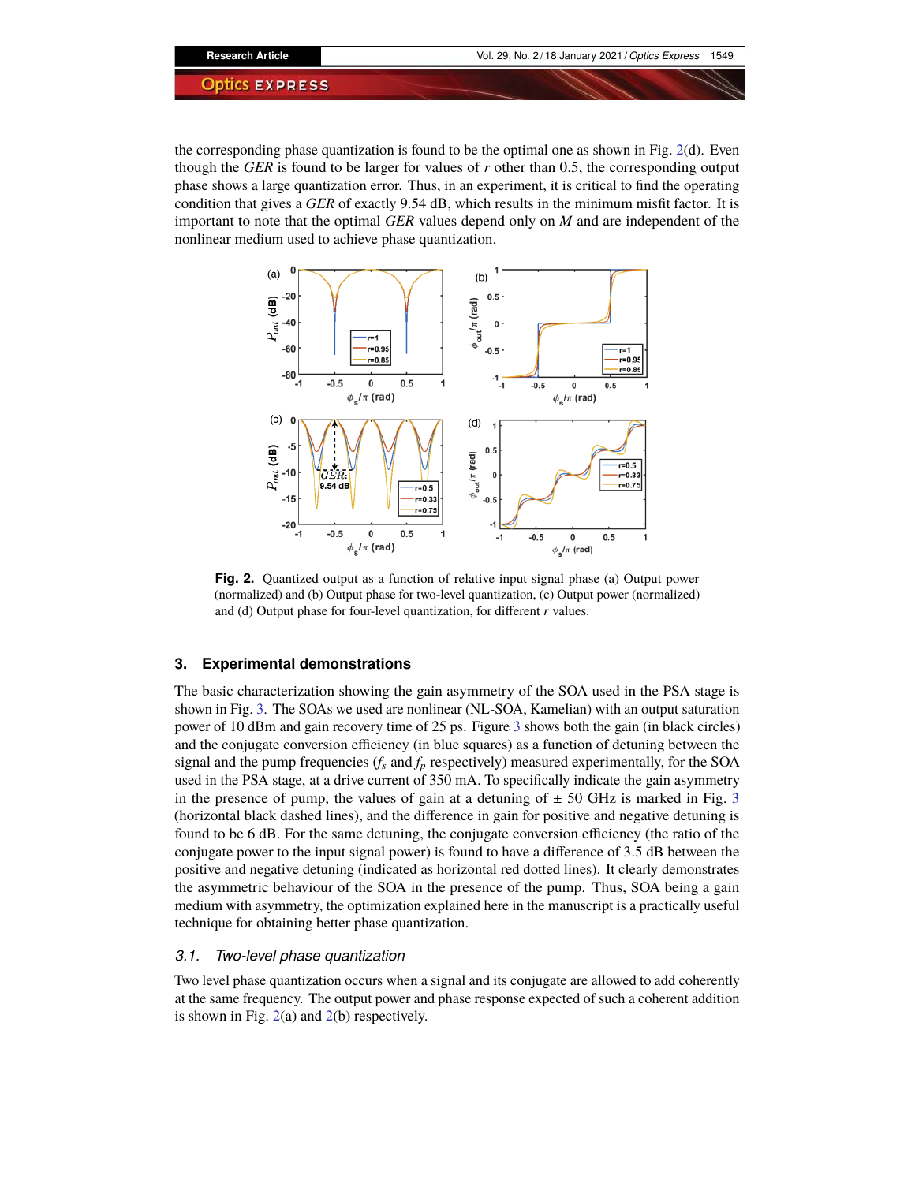the corresponding phase quantization is found to be the optimal one as shown in Fig. 2(d). Even though the *GER* is found to be larger for values of $r$ other than 0.5, the corresponding output phase shows a large quantization error. Thus, in an experiment, it is critical to find the operating condition that gives a *GER* of exactly 9.54 dB, which results in the minimum misfit factor. It is important to note that the optimal *GER* values depend only on $M$ and are independent of the nonlinear medium used to achieve phase quantization.

**Fig. 2.** Quantized output as a function of relative input signal phase (a) Output power (normalized) and (b) Output phase for two-level quantization, (c) Output power (normalized) and (d) Output phase for four-level quantization, for different $r$ values.

## 3. Experimental demonstrations

The basic characterization showing the gain asymmetry of the SOA used in the PSA stage is shown in Fig. 3. The SOAs we used are nonlinear (NL-SOA, Kamelian) with an output saturation power of 10 dBm and gain recovery time of 25 ps. Figure 3 shows both the gain (in black circles) and the conjugate conversion efficiency (in blue squares) as a function of detuning between the signal and the pump frequencies ($f_s$ and $f_p$ respectively) measured experimentally, for the SOA used in the PSA stage, at a drive current of 350 mA. To specifically indicate the gain asymmetry in the presence of pump, the values of gain at a detuning of ± 50 GHz is marked in Fig. 3 (horizontal black dashed lines), and the difference in gain for positive and negative detuning is found to be 6 dB. For the same detuning, the conjugate conversion efficiency (the ratio of the conjugate power to the input signal power) is found to have a difference of 3.5 dB between the positive and negative detuning (indicated as horizontal red dotted lines). It clearly demonstrates the asymmetric behaviour of the SOA in the presence of the pump. Thus, SOA being a gain medium with asymmetry, the optimization explained here in the manuscript is a practically useful technique for obtaining better phase quantization.

### 3.1. Two-level phase quantization

Two level phase quantization occurs when a signal and its conjugate are allowed to add coherently at the same frequency. The output power and phase response expected of such a coherent addition is shown in Fig. 2(a) and 2(b) respectively.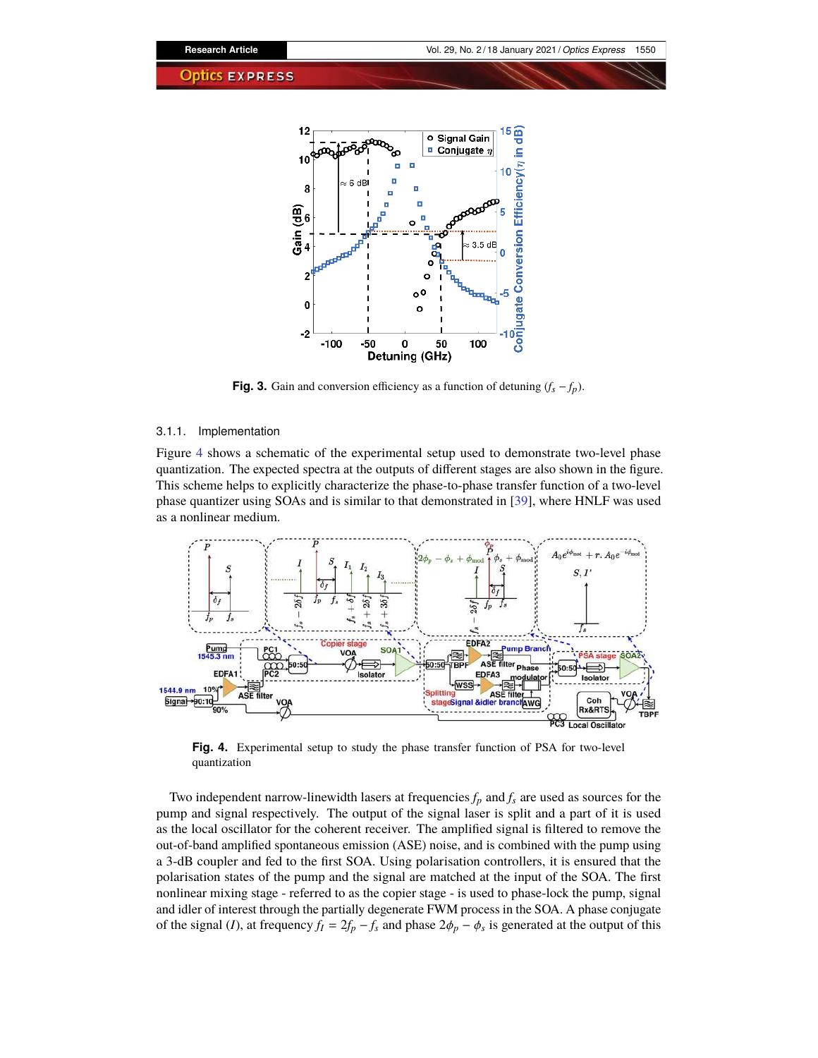**Fig. 3.** Gain and conversion efficiency as a function of detuning $(f_s - f_p)$.

#### 3.1.1. Implementation

Figure 4 shows a schematic of the experimental setup used to demonstrate two-level phase quantization. The expected spectra at the outputs of different stages are also shown in the figure. This scheme helps to explicitly characterize the phase-to-phase transfer function of a two-level phase quantizer using SOAs and is similar to that demonstrated in [39], where HNLF was used as a nonlinear medium.

**Fig. 4.** Experimental setup to study the phase transfer function of PSA for two-level quantization

Two independent narrow-linewidth lasers at frequencies $f_p$ and $f_s$ are used as sources for the pump and signal respectively. The output of the signal laser is split and a part of it is used as the local oscillator for the coherent receiver. The amplified signal is filtered to remove the out-of-band amplified spontaneous emission (ASE) noise, and is combined with the pump using a 3-dB coupler and fed to the first SOA. Using polarisation controllers, it is ensured that the polarisation states of the pump and the signal are matched at the input of the SOA. The first nonlinear mixing stage - referred to as the copier stage - is used to phase-lock the pump, signal and idler of interest through the partially degenerate FWM process in the SOA. A phase conjugate of the signal ($I$), at frequency $f_I = 2f_p - f_s$ and phase $2\phi_p - \phi_s$ is generated at the output of this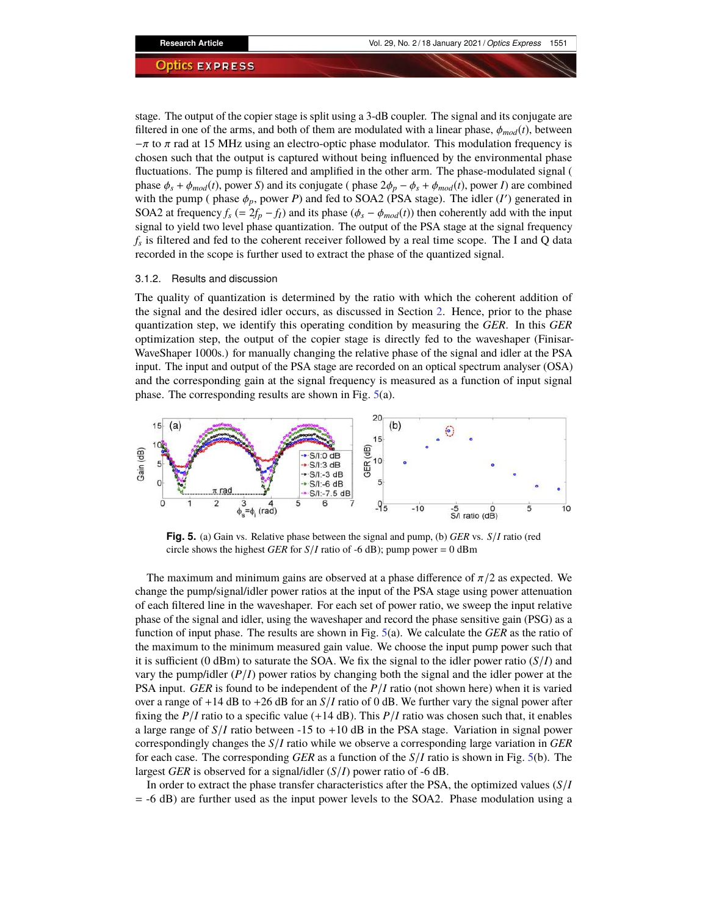stage. The output of the copier stage is split using a 3-dB coupler. The signal and its conjugate are filtered in one of the arms, and both of them are modulated with a linear phase, $\phi_{mod}(t)$, between $-\pi$ to $\pi$ rad at 15 MHz using an electro-optic phase modulator. This modulation frequency is chosen such that the output is captured without being influenced by the environmental phase fluctuations. The pump is filtered and amplified in the other arm. The phase-modulated signal ( phase $\phi_s + \phi_{mod}(t)$, power $S$) and its conjugate ( phase $2\phi_p - \phi_s + \phi_{mod}(t)$, power $I$) are combined with the pump ( phase $\phi_p$, power $P$) and fed to SOA2 (PSA stage). The idler ($I'$) generated in SOA2 at frequency $f_s$ (= $2f_p - f_I$) and its phase ($\phi_s - \phi_{mod}(t)$) then coherently add with the input signal to yield two level phase quantization. The output of the PSA stage at the signal frequency $f_s$ is filtered and fed to the coherent receiver followed by a real time scope. The I and Q data recorded in the scope is further used to extract the phase of the quantized signal.

#### 3.1.2. Results and discussion

The quality of quantization is determined by the ratio with which the coherent addition of the signal and the desired idler occurs, as discussed in Section 2. Hence, prior to the phase quantization step, we identify this operating condition by measuring the *GER*. In this *GER* optimization step, the output of the copier stage is directly fed to the waveshaper (Finisar-WaveShaper 1000s.) for manually changing the relative phase of the signal and idler at the PSA input. The input and output of the PSA stage are recorded on an optical spectrum analyser (OSA) and the corresponding gain at the signal frequency is measured as a function of input signal phase. The corresponding results are shown in Fig. 5(a).

**Fig. 5.** (a) Gain vs. Relative phase between the signal and pump, (b) *GER* vs. $S/I$ ratio (red circle shows the highest *GER* for $S/I$ ratio of -6 dB); pump power = 0 dBm

The maximum and minimum gains are observed at a phase difference of $\pi/2$ as expected. We change the pump/signal/idler power ratios at the input of the PSA stage using power attenuation of each filtered line in the waveshaper. For each set of power ratio, we sweep the input relative phase of the signal and idler, using the waveshaper and record the phase sensitive gain (PSG) as a function of input phase. The results are shown in Fig. 5(a). We calculate the *GER* as the ratio of the maximum to the minimum measured gain value. We choose the input pump power such that it is sufficient (0 dBm) to saturate the SOA. We fix the signal to the idler power ratio ($S/I$) and vary the pump/idler ($P/I$) power ratios by changing both the signal and the idler power at the PSA input. *GER* is found to be independent of the $P/I$ ratio (not shown here) when it is varied over a range of +14 dB to +26 dB for an $S/I$ ratio of 0 dB. We further vary the signal power after fixing the $P/I$ ratio to a specific value (+14 dB). This $P/I$ ratio was chosen such that, it enables a large range of $S/I$ ratio between -15 to +10 dB in the PSA stage. Variation in signal power correspondingly changes the $S/I$ ratio while we observe a corresponding large variation in *GER* for each case. The corresponding *GER* as a function of the $S/I$ ratio is shown in Fig. 5(b). The largest *GER* is observed for a signal/idler ($S/I$) power ratio of -6 dB.

In order to extract the phase transfer characteristics after the PSA, the optimized values ($S/I$ = -6 dB) are further used as the input power levels to the SOA2. Phase modulation using a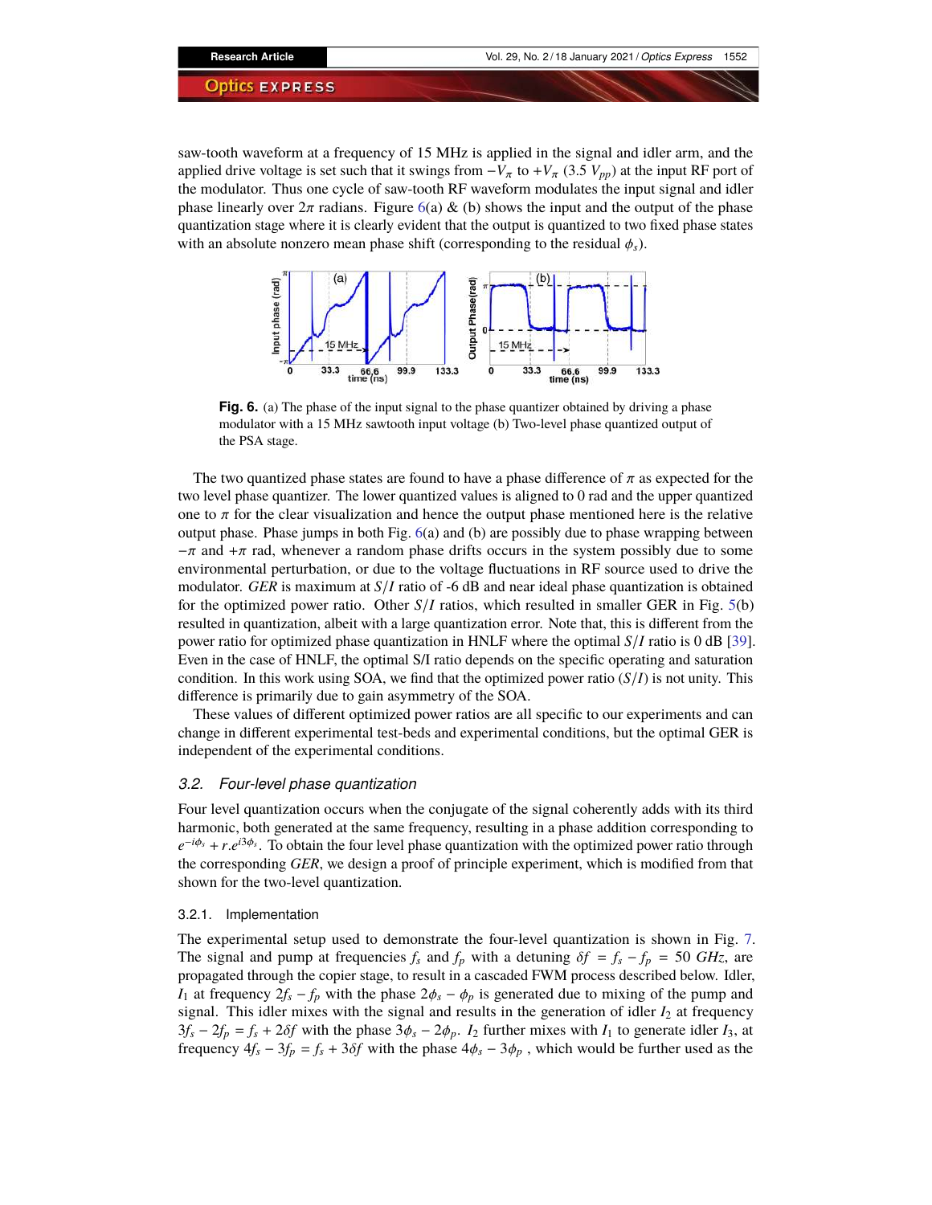saw-tooth waveform at a frequency of 15 MHz is applied in the signal and idler arm, and the applied drive voltage is set such that it swings from $-V_\pi$ to $+V_\pi$ (3.5 $V_{pp}$) at the input RF port of the modulator. Thus one cycle of saw-tooth RF waveform modulates the input signal and idler phase linearly over $2\pi$ radians. Figure 6(a) & (b) shows the input and the output of the phase quantization stage where it is clearly evident that the output is quantized to two fixed phase states with an absolute nonzero mean phase shift (corresponding to the residual $\phi_s$).

**Fig. 6.** (a) The phase of the input signal to the phase quantizer obtained by driving a phase modulator with a 15 MHz sawtooth input voltage (b) Two-level phase quantized output of the PSA stage.

The two quantized phase states are found to have a phase difference of $\pi$ as expected for the two level phase quantizer. The lower quantized values is aligned to 0 rad and the upper quantized one to $\pi$ for the clear visualization and hence the output phase mentioned here is the relative output phase. Phase jumps in both Fig. 6(a) and (b) are possibly due to phase wrapping between $-\pi$ and $+\pi$ rad, whenever a random phase drifts occurs in the system possibly due to some environmental perturbation, or due to the voltage fluctuations in RF source used to drive the modulator. *GER* is maximum at $S/I$ ratio of -6 dB and near ideal phase quantization is obtained for the optimized power ratio. Other $S/I$ ratios, which resulted in smaller GER in Fig. 5(b) resulted in quantization, albeit with a large quantization error. Note that, this is different from the power ratio for optimized phase quantization in HNLF where the optimal $S/I$ ratio is 0 dB [39]. Even in the case of HNLF, the optimal S/I ratio depends on the specific operating and saturation condition. In this work using SOA, we find that the optimized power ratio ($S/I$) is not unity. This difference is primarily due to gain asymmetry of the SOA.

These values of different optimized power ratios are all specific to our experiments and can change in different experimental test-beds and experimental conditions, but the optimal GER is independent of the experimental conditions.

### 3.2. Four-level phase quantization

Four level quantization occurs when the conjugate of the signal coherently adds with its third harmonic, both generated at the same frequency, resulting in a phase addition corresponding to $e^{-i\phi_s} + r.e^{i3\phi_s}$. To obtain the four level phase quantization with the optimized power ratio through the corresponding *GER*, we design a proof of principle experiment, which is modified from that shown for the two-level quantization.

#### 3.2.1. Implementation

The experimental setup used to demonstrate the four-level quantization is shown in Fig. 7. The signal and pump at frequencies $f_s$ and $f_p$ with a detuning $\delta f = f_s - f_p = 50\ GHz$, are propagated through the copier stage, to result in a cascaded FWM process described below. Idler, $I_1$ at frequency $2f_s - f_p$ with the phase $2\phi_s - \phi_p$ is generated due to mixing of the pump and signal. This idler mixes with the signal and results in the generation of idler $I_2$ at frequency $3f_s - 2f_p = f_s + 2\delta f$ with the phase $3\phi_s - 2\phi_p$. $I_2$ further mixes with $I_1$ to generate idler $I_3$, at frequency $4f_s - 3f_p = f_s + 3\delta f$ with the phase $4\phi_s - 3\phi_p$ , which would be further used as the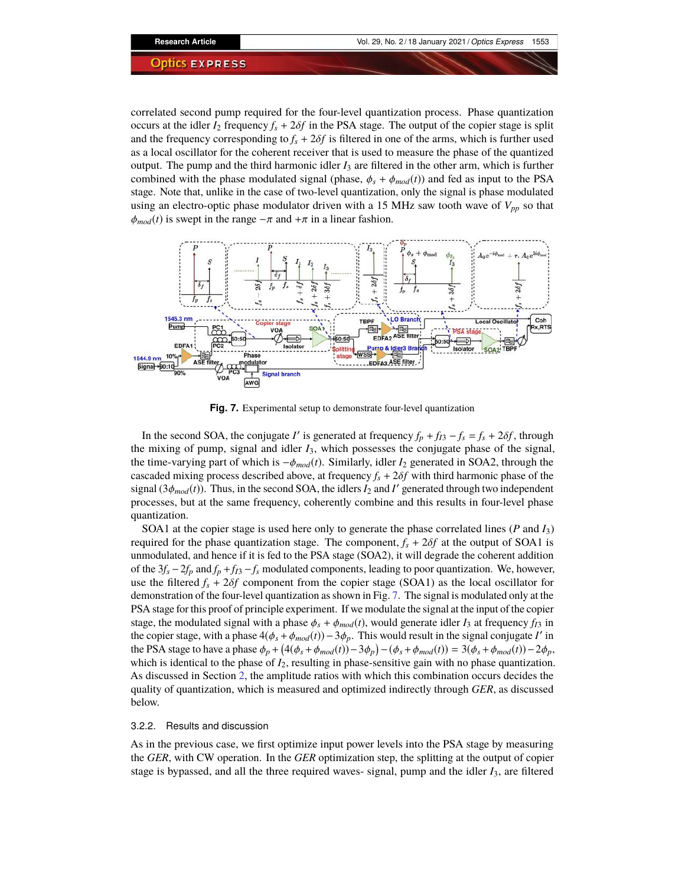correlated second pump required for the four-level quantization process. Phase quantization occurs at the idler $I_2$ frequency $f_s + 2\delta f$ in the PSA stage. The output of the copier stage is split and the frequency corresponding to $f_s + 2\delta f$ is filtered in one of the arms, which is further used as a local oscillator for the coherent receiver that is used to measure the phase of the quantized output. The pump and the third harmonic idler $I_3$ are filtered in the other arm, which is further combined with the phase modulated signal (phase, $\phi_s + \phi_{mod}(t)$) and fed as input to the PSA stage. Note that, unlike in the case of two-level quantization, only the signal is phase modulated using an electro-optic phase modulator driven with a 15 MHz saw tooth wave of $V_{pp}$ so that $\phi_{mod}(t)$ is swept in the range $-\pi$ and $+\pi$ in a linear fashion.

**Fig. 7.** Experimental setup to demonstrate four-level quantization

In the second SOA, the conjugate $I'$ is generated at frequency $f_p + f_{I3} - f_s = f_s + 2\delta f$, through the mixing of pump, signal and idler $I_3$, which possesses the conjugate phase of the signal, the time-varying part of which is $-\phi_{mod}(t)$. Similarly, idler $I_2$ generated in SOA2, through the cascaded mixing process described above, at frequency $f_s + 2\delta f$ with third harmonic phase of the signal ($3\phi_{mod}(t)$). Thus, in the second SOA, the idlers $I_2$ and $I'$ generated through two independent processes, but at the same frequency, coherently combine and this results in four-level phase quantization.

SOA1 at the copier stage is used here only to generate the phase correlated lines ($P$ and $I_3$) required for the phase quantization stage. The component, $f_s + 2\delta f$ at the output of SOA1 is unmodulated, and hence if it is fed to the PSA stage (SOA2), it will degrade the coherent addition of the $3f_s - 2f_p$ and $f_p + f_{I3} - f_s$ modulated components, leading to poor quantization. We, however, use the filtered $f_s + 2\delta f$ component from the copier stage (SOA1) as the local oscillator for demonstration of the four-level quantization as shown in Fig. 7. The signal is modulated only at the PSA stage for this proof of principle experiment. If we modulate the signal at the input of the copier stage, the modulated signal with a phase $\phi_s + \phi_{mod}(t)$, would generate idler $I_3$ at frequency $f_{I3}$ in the copier stage, with a phase $4(\phi_s + \phi_{mod}(t)) - 3\phi_p$. This would result in the signal conjugate $I'$ in the PSA stage to have a phase $\phi_p + \big(4(\phi_s + \phi_{mod}(t)) - 3\phi_p\big) - (\phi_s + \phi_{mod}(t)) = 3(\phi_s + \phi_{mod}(t)) - 2\phi_p$, which is identical to the phase of $I_2$, resulting in phase-sensitive gain with no phase quantization. As discussed in Section 2, the amplitude ratios with which this combination occurs decides the quality of quantization, which is measured and optimized indirectly through *GER*, as discussed below.

### 3.2.2. Results and discussion

As in the previous case, we first optimize input power levels into the PSA stage by measuring the *GER*, with CW operation. In the *GER* optimization step, the splitting at the output of copier stage is bypassed, and all the three required waves- signal, pump and the idler $I_3$, are filtered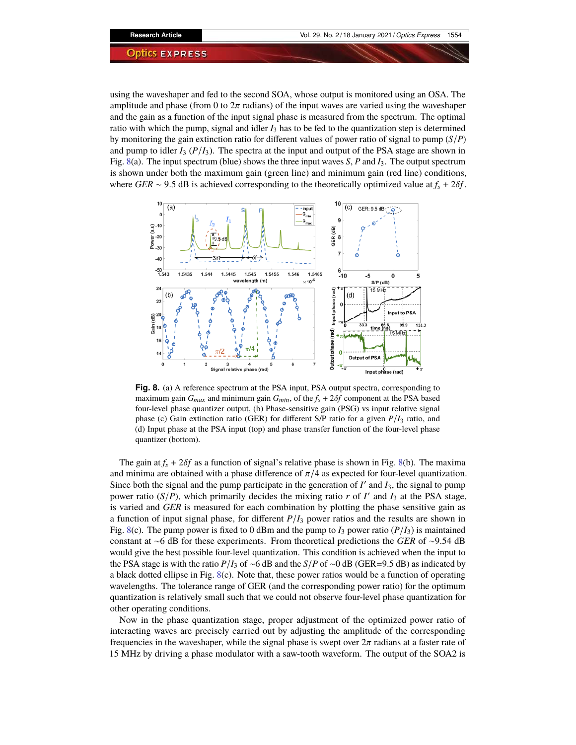using the waveshaper and fed to the second SOA, whose output is monitored using an OSA. The amplitude and phase (from 0 to $2\pi$ radians) of the input waves are varied using the waveshaper and the gain as a function of the input signal phase is measured from the spectrum. The optimal ratio with which the pump, signal and idler $I_3$ has to be fed to the quantization step is determined by monitoring the gain extinction ratio for different values of power ratio of signal to pump ($S/P$) and pump to idler $I_3$ ($P/I_3$). The spectra at the input and output of the PSA stage are shown in Fig. 8(a). The input spectrum (blue) shows the three input waves $S$, $P$ and $I_3$. The output spectrum is shown under both the maximum gain (green line) and minimum gain (red line) conditions, where $GER \sim 9.5$ dB is achieved corresponding to the theoretically optimized value at $f_s + 2\delta f$.

**Fig. 8.** (a) A reference spectrum at the PSA input, PSA output spectra, corresponding to maximum gain $G_{max}$ and minimum gain $G_{min}$, of the $f_s + 2\delta f$ component at the PSA based four-level phase quantizer output, (b) Phase-sensitive gain (PSG) vs input relative signal phase (c) Gain extinction ratio (GER) for different S/P ratio for a given $P/I_3$ ratio, and (d) Input phase at the PSA input (top) and phase transfer function of the four-level phase quantizer (bottom).

The gain at $f_s + 2\delta f$ as a function of signal's relative phase is shown in Fig. 8(b). The maxima and minima are obtained with a phase difference of $\pi/4$ as expected for four-level quantization. Since both the signal and the pump participate in the generation of $I'$ and $I_3$, the signal to pump power ratio ($S/P$), which primarily decides the mixing ratio $r$ of $I'$ and $I_3$ at the PSA stage, is varied and $GER$ is measured for each combination by plotting the phase sensitive gain as a function of input signal phase, for different $P/I_3$ power ratios and the results are shown in Fig. 8(c). The pump power is fixed to 0 dBm and the pump to $I_3$ power ratio ($P/I_3$) is maintained constant at ~6 dB for these experiments. From theoretical predictions the $GER$ of ~9.54 dB would give the best possible four-level quantization. This condition is achieved when the input to the PSA stage is with the ratio $P/I_3$ of ~6 dB and the $S/P$ of ~0 dB (GER=9.5 dB) as indicated by a black dotted ellipse in Fig. 8(c). Note that, these power ratios would be a function of operating wavelengths. The tolerance range of GER (and the corresponding power ratio) for the optimum quantization is relatively small such that we could not observe four-level phase quantization for other operating conditions.

Now in the phase quantization stage, proper adjustment of the optimized power ratio of interacting waves are precisely carried out by adjusting the amplitude of the corresponding frequencies in the waveshaper, while the signal phase is swept over $2\pi$ radians at a faster rate of 15 MHz by driving a phase modulator with a saw-tooth waveform. The output of the SOA2 is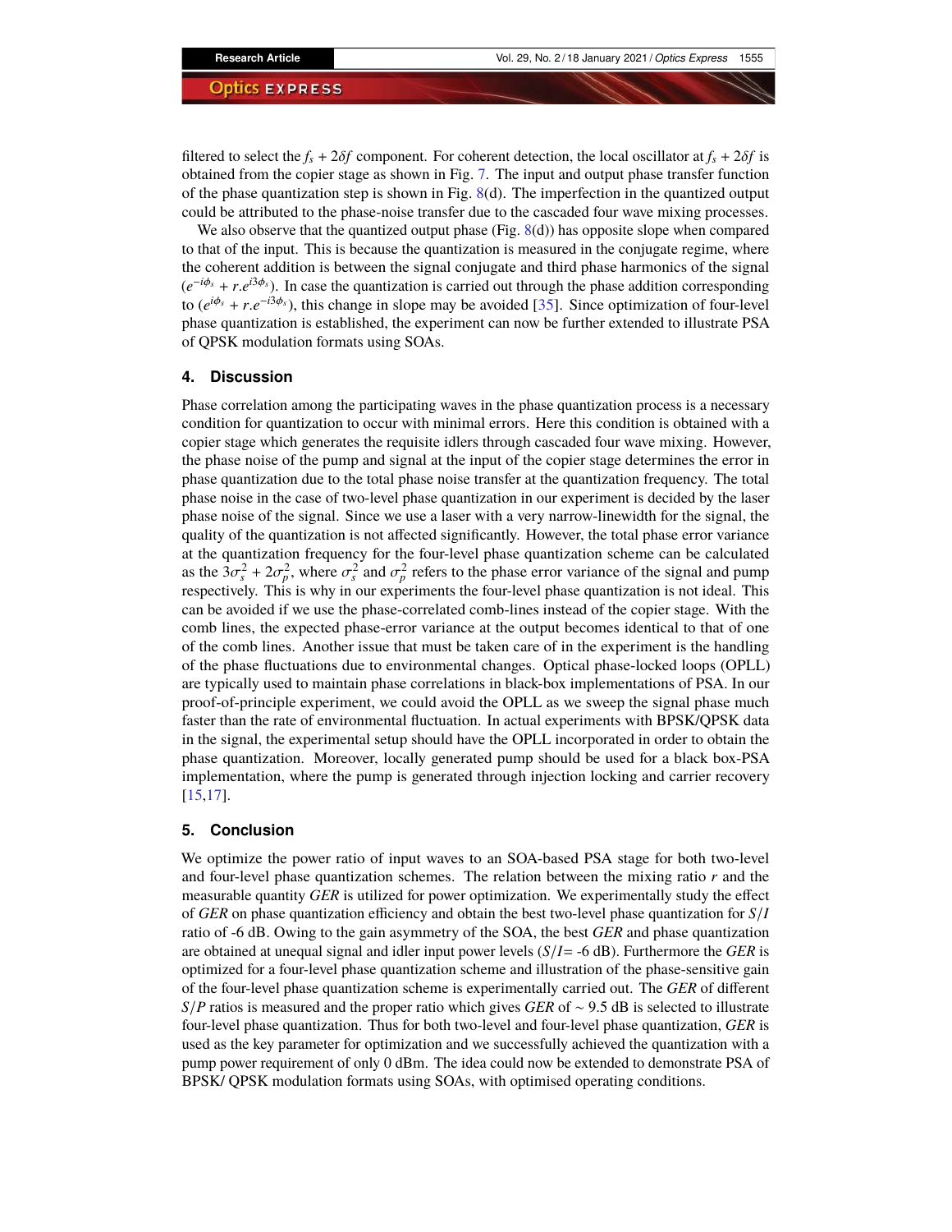filtered to select the $f_s + 2\delta f$ component. For coherent detection, the local oscillator at $f_s + 2\delta f$ is obtained from the copier stage as shown in Fig. 7. The input and output phase transfer function of the phase quantization step is shown in Fig. 8(d). The imperfection in the quantized output could be attributed to the phase-noise transfer due to the cascaded four wave mixing processes.

We also observe that the quantized output phase (Fig. 8(d)) has opposite slope when compared to that of the input. This is because the quantization is measured in the conjugate regime, where the coherent addition is between the signal conjugate and third phase harmonics of the signal ($e^{-i\phi_s} + r.e^{i3\phi_s}$). In case the quantization is carried out through the phase addition corresponding to ($e^{i\phi_s} + r.e^{-i3\phi_s}$), this change in slope may be avoided [35]. Since optimization of four-level phase quantization is established, the experiment can now be further extended to illustrate PSA of QPSK modulation formats using SOAs.

## 4. Discussion

Phase correlation among the participating waves in the phase quantization process is a necessary condition for quantization to occur with minimal errors. Here this condition is obtained with a copier stage which generates the requisite idlers through cascaded four wave mixing. However, the phase noise of the pump and signal at the input of the copier stage determines the error in phase quantization due to the total phase noise transfer at the quantization frequency. The total phase noise in the case of two-level phase quantization in our experiment is decided by the laser phase noise of the signal. Since we use a laser with a very narrow-linewidth for the signal, the quality of the quantization is not affected significantly. However, the total phase error variance at the quantization frequency for the four-level phase quantization scheme can be calculated as the $3\sigma_s^2 + 2\sigma_p^2$, where $\sigma_s^2$ and $\sigma_p^2$ refers to the phase error variance of the signal and pump respectively. This is why in our experiments the four-level phase quantization is not ideal. This can be avoided if we use the phase-correlated comb-lines instead of the copier stage. With the comb lines, the expected phase-error variance at the output becomes identical to that of one of the comb lines. Another issue that must be taken care of in the experiment is the handling of the phase fluctuations due to environmental changes. Optical phase-locked loops (OPLL) are typically used to maintain phase correlations in black-box implementations of PSA. In our proof-of-principle experiment, we could avoid the OPLL as we sweep the signal phase much faster than the rate of environmental fluctuation. In actual experiments with BPSK/QPSK data in the signal, the experimental setup should have the OPLL incorporated in order to obtain the phase quantization. Moreover, locally generated pump should be used for a black box-PSA implementation, where the pump is generated through injection locking and carrier recovery [15,17].

## 5. Conclusion

We optimize the power ratio of input waves to an SOA-based PSA stage for both two-level and four-level phase quantization schemes. The relation between the mixing ratio $r$ and the measurable quantity *GER* is utilized for power optimization. We experimentally study the effect of *GER* on phase quantization efficiency and obtain the best two-level phase quantization for $S/I$ ratio of -6 dB. Owing to the gain asymmetry of the SOA, the best *GER* and phase quantization are obtained at unequal signal and idler input power levels ($S/I$= -6 dB). Furthermore the *GER* is optimized for a four-level phase quantization scheme and illustration of the phase-sensitive gain of the four-level phase quantization scheme is experimentally carried out. The *GER* of different $S/P$ ratios is measured and the proper ratio which gives *GER* of ~ 9.5 dB is selected to illustrate four-level phase quantization. Thus for both two-level and four-level phase quantization, *GER* is used as the key parameter for optimization and we successfully achieved the quantization with a pump power requirement of only 0 dBm. The idea could now be extended to demonstrate PSA of BPSK/ QPSK modulation formats using SOAs, with optimised operating conditions.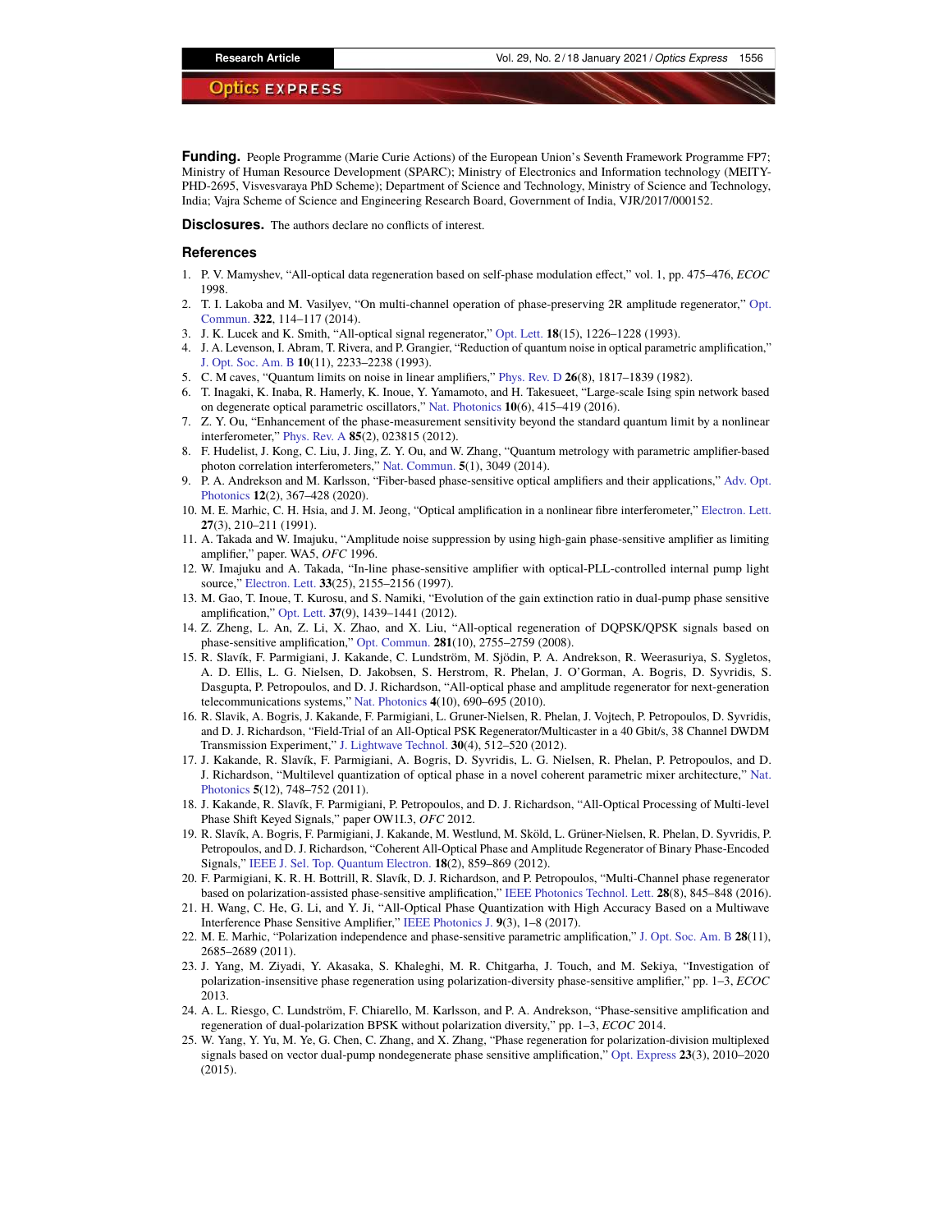**Funding.** People Programme (Marie Curie Actions) of the European Union's Seventh Framework Programme FP7; Ministry of Human Resource Development (SPARC); Ministry of Electronics and Information technology (MEITY-PHD-2695, Visvesvaraya PhD Scheme); Department of Science and Technology, Ministry of Science and Technology, India; Vajra Scheme of Science and Engineering Research Board, Government of India, VJR/2017/000152.

**Disclosures.** The authors declare no conflicts of interest.

## References

1. P. V. Mamyshev, "All-optical data regeneration based on self-phase modulation effect," vol. 1, pp. 475–476, *ECOC* 1998.
2. T. I. Lakoba and M. Vasilyev, "On multi-channel operation of phase-preserving 2R amplitude regenerator," Opt. Commun. **322**, 114–117 (2014).
3. J. K. Lucek and K. Smith, "All-optical signal regenerator," Opt. Lett. **18**(15), 1226–1228 (1993).
4. J. A. Levenson, I. Abram, T. Rivera, and P. Grangier, "Reduction of quantum noise in optical parametric amplification," J. Opt. Soc. Am. B **10**(11), 2233–2238 (1993).
5. C. M caves, "Quantum limits on noise in linear amplifiers," Phys. Rev. D **26**(8), 1817–1839 (1982).
6. T. Inagaki, K. Inaba, R. Hamerly, K. Inoue, Y. Yamamoto, and H. Takesueet, "Large-scale Ising spin network based on degenerate optical parametric oscillators," Nat. Photonics **10**(6), 415–419 (2016).
7. Z. Y. Ou, "Enhancement of the phase-measurement sensitivity beyond the standard quantum limit by a nonlinear interferometer," Phys. Rev. A **85**(2), 023815 (2012).
8. F. Hudelist, J. Kong, C. Liu, J. Jing, Z. Y. Ou, and W. Zhang, "Quantum metrology with parametric amplifier-based photon correlation interferometers," Nat. Commun. **5**(1), 3049 (2014).
9. P. A. Andrekson and M. Karlsson, "Fiber-based phase-sensitive optical amplifiers and their applications," Adv. Opt. Photonics **12**(2), 367–428 (2020).
10. M. E. Marhic, C. H. Hsia, and J. M. Jeong, "Optical amplification in a nonlinear fibre interferometer," Electron. Lett. **27**(3), 210–211 (1991).
11. A. Takada and W. Imajuku, "Amplitude noise suppression by using high-gain phase-sensitive amplifier as limiting amplifier," paper. WA5, *OFC* 1996.
12. W. Imajuku and A. Takada, "In-line phase-sensitive amplifier with optical-PLL-controlled internal pump light source," Electron. Lett. **33**(25), 2155–2156 (1997).
13. M. Gao, T. Inoue, T. Kurosu, and S. Namiki, "Evolution of the gain extinction ratio in dual-pump phase sensitive amplification," Opt. Lett. **37**(9), 1439–1441 (2012).
14. Z. Zheng, L. An, Z. Li, X. Zhao, and X. Liu, "All-optical regeneration of DQPSK/QPSK signals based on phase-sensitive amplification," Opt. Commun. **281**(10), 2755–2759 (2008).
15. R. Slavík, F. Parmigiani, J. Kakande, C. Lundström, M. Sjödin, P. A. Andrekson, R. Weerasuriya, S. Sygletos, A. D. Ellis, L. G. Nielsen, D. Jakobsen, S. Herstrom, R. Phelan, J. O'Gorman, A. Bogris, D. Syvridis, S. Dasgupta, P. Petropoulos, and D. J. Richardson, "All-optical phase and amplitude regenerator for next-generation telecommunications systems," Nat. Photonics **4**(10), 690–695 (2010).
16. R. Slavik, A. Bogris, J. Kakande, F. Parmigiani, L. Gruner-Nielsen, R. Phelan, J. Vojtech, P. Petropoulos, D. Syvridis, and D. J. Richardson, "Field-Trial of an All-Optical PSK Regenerator/Multicaster in a 40 Gbit/s, 38 Channel DWDM Transmission Experiment," J. Lightwave Technol. **30**(4), 512–520 (2012).
17. J. Kakande, R. Slavík, F. Parmigiani, A. Bogris, D. Syvridis, L. G. Nielsen, R. Phelan, P. Petropoulos, and D. J. Richardson, "Multilevel quantization of optical phase in a novel coherent parametric mixer architecture," Nat. Photonics **5**(12), 748–752 (2011).
18. J. Kakande, R. Slavík, F. Parmigiani, P. Petropoulos, and D. J. Richardson, "All-Optical Processing of Multi-level Phase Shift Keyed Signals," paper OW1I.3, *OFC* 2012.
19. R. Slavík, A. Bogris, F. Parmigiani, J. Kakande, M. Westlund, M. Sköld, L. Grüner-Nielsen, R. Phelan, D. Syvridis, P. Petropoulos, and D. J. Richardson, "Coherent All-Optical Phase and Amplitude Regenerator of Binary Phase-Encoded Signals," IEEE J. Sel. Top. Quantum Electron. **18**(2), 859–869 (2012).
20. F. Parmigiani, K. R. H. Bottrill, R. Slavík, D. J. Richardson, and P. Petropoulos, "Multi-Channel phase regenerator based on polarization-assisted phase-sensitive amplification," IEEE Photonics Technol. Lett. **28**(8), 845–848 (2016).
21. H. Wang, C. He, G. Li, and Y. Ji, "All-Optical Phase Quantization with High Accuracy Based on a Multiwave Interference Phase Sensitive Amplifier," IEEE Photonics J. **9**(3), 1–8 (2017).
22. M. E. Marhic, "Polarization independence and phase-sensitive parametric amplification," J. Opt. Soc. Am. B **28**(11), 2685–2689 (2011).
23. J. Yang, M. Ziyadi, Y. Akasaka, S. Khaleghi, M. R. Chitgarha, J. Touch, and M. Sekiya, "Investigation of polarization-insensitive phase regeneration using polarization-diversity phase-sensitive amplifier," pp. 1–3, *ECOC* 2013.
24. A. L. Riesgo, C. Lundström, F. Chiarello, M. Karlsson, and P. A. Andrekson, "Phase-sensitive amplification and regeneration of dual-polarization BPSK without polarization diversity," pp. 1–3, *ECOC* 2014.
25. W. Yang, Y. Yu, M. Ye, G. Chen, C. Zhang, and X. Zhang, "Phase regeneration for polarization-division multiplexed signals based on vector dual-pump nondegenerate phase sensitive amplification," Opt. Express **23**(3), 2010–2020 (2015).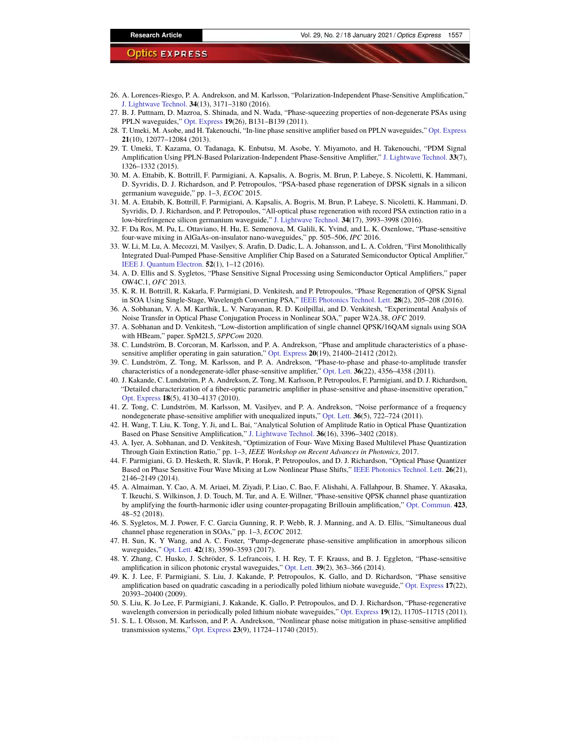26. A. Lorences-Riesgo, P. A. Andrekson, and M. Karlsson, "Polarization-Independent Phase-Sensitive Amplification," J. Lightwave Technol. **34**(13), 3171–3180 (2016).
27. B. J. Puttnam, D. Mazroa, S. Shinada, and N. Wada, "Phase-squeezing properties of non-degenerate PSAs using PPLN waveguides," Opt. Express **19**(26), B131–B139 (2011).
28. T. Umeki, M. Asobe, and H. Takenouchi, "In-line phase sensitive amplifier based on PPLN waveguides," Opt. Express **21**(10), 12077–12084 (2013).
29. T. Umeki, T. Kazama, O. Tadanaga, K. Enbutsu, M. Asobe, Y. Miyamoto, and H. Takenouchi, "PDM Signal Amplification Using PPLN-Based Polarization-Independent Phase-Sensitive Amplifier," J. Lightwave Technol. **33**(7), 1326–1332 (2015).
30. M. A. Ettabib, K. Bottrill, F. Parmigiani, A. Kapsalis, A. Bogris, M. Brun, P. Labeye, S. Nicoletti, K. Hammani, D. Syvridis, D. J. Richardson, and P. Petropoulos, "PSA-based phase regeneration of DPSK signals in a silicon germanium waveguide," pp. 1–3, *ECOC* 2015.
31. M. A. Ettabib, K. Bottrill, F. Parmigiani, A. Kapsalis, A. Bogris, M. Brun, P. Labeye, S. Nicoletti, K. Hammani, D. Syvridis, D. J. Richardson, and P. Petropoulos, "All-optical phase regeneration with record PSA extinction ratio in a low-birefringence silicon germanium waveguide," J. Lightwave Technol. **34**(17), 3993–3998 (2016).
32. F. Da Ros, M. Pu, L. Ottaviano, H. Hu, E. Semenova, M. Galili, K. Yvind, and L. K. Oxenlowe, "Phase-sensitive four-wave mixing in AlGaAs-on-insulator nano-waveguides," pp. 505–506, *IPC* 2016.
33. W. Li, M. Lu, A. Mecozzi, M. Vasilyev, S. Arafin, D. Dadic, L. A. Johansson, and L. A. Coldren, "First Monolithically Integrated Dual-Pumped Phase-Sensitive Amplifier Chip Based on a Saturated Semiconductor Optical Amplifier," IEEE J. Quantum Electron. **52**(1), 1–12 (2016).
34. A. D. Ellis and S. Sygletos, "Phase Sensitive Signal Processing using Semiconductor Optical Amplifiers," paper OW4C.1, *OFC* 2013.
35. K. R. H. Bottrill, R. Kakarla, F. Parmigiani, D. Venkitesh, and P. Petropoulos, "Phase Regeneration of QPSK Signal in SOA Using Single-Stage, Wavelength Converting PSA," IEEE Photonics Technol. Lett. **28**(2), 205–208 (2016).
36. A. Sobhanan, V. A. M. Karthik, L. V. Narayanan, R. D. Koilpillai, and D. Venkitesh, "Experimental Analysis of Noise Transfer in Optical Phase Conjugation Process in Nonlinear SOA," paper W2A.38, *OFC* 2019.
37. A. Sobhanan and D. Venkitesh, "Low-distortion amplification of single channel QPSK/16QAM signals using SOA with HBeam," paper. SpM2I.5, *SPPCom* 2020.
38. C. Lundström, B. Corcoran, M. Karlsson, and P. A. Andrekson, "Phase and amplitude characteristics of a phase-sensitive amplifier operating in gain saturation," Opt. Express **20**(19), 21400–21412 (2012).
39. C. Lundström, Z. Tong, M. Karlsson, and P. A. Andrekson, "Phase-to-phase and phase-to-amplitude transfer characteristics of a nondegenerate-idler phase-sensitive amplifier," Opt. Lett. **36**(22), 4356–4358 (2011).
40. J. Kakande, C. Lundström, P. A. Andrekson, Z. Tong, M. Karlsson, P. Petropoulos, F. Parmigiani, and D. J. Richardson, "Detailed characterization of a fiber-optic parametric amplifier in phase-sensitive and phase-insensitive operation," Opt. Express **18**(5), 4130–4137 (2010).
41. Z. Tong, C. Lundström, M. Karlsson, M. Vasilyev, and P. A. Andrekson, "Noise performance of a frequency nondegenerate phase-sensitive amplifier with unequalized inputs," Opt. Lett. **36**(5), 722–724 (2011).
42. H. Wang, T. Liu, K. Tong, Y. Ji, and L. Bai, "Analytical Solution of Amplitude Ratio in Optical Phase Quantization Based on Phase Sensitive Amplification," J. Lightwave Technol. **36**(16), 3396–3402 (2018).
43. A. Iyer, A. Sobhanan, and D. Venkitesh, "Optimization of Four- Wave Mixing Based Multilevel Phase Quantization Through Gain Extinction Ratio," pp. 1–3, *IEEE Workshop on Recent Advances in Photonics*, 2017.
44. F. Parmigiani, G. D. Hesketh, R. Slavík, P. Horak, P. Petropoulos, and D. J. Richardson, "Optical Phase Quantizer Based on Phase Sensitive Four Wave Mixing at Low Nonlinear Phase Shifts," IEEE Photonics Technol. Lett. **26**(21), 2146–2149 (2014).
45. A. Almaiman, Y. Cao, A. M. Ariaei, M. Ziyadi, P. Liao, C. Bao, F. Alishahi, A. Fallahpour, B. Shamee, Y. Akasaka, T. Ikeuchi, S. Wilkinson, J. D. Touch, M. Tur, and A. E. Willner, "Phase-sensitive QPSK channel phase quantization by amplifying the fourth-harmonic idler using counter-propagating Brillouin amplification," Opt. Commun. **423**, 48–52 (2018).
46. S. Sygletos, M. J. Power, F. C. Garcia Gunning, R. P. Webb, R. J. Manning, and A. D. Ellis, "Simultaneous dual channel phase regeneration in SOAs," pp. 1–3, *ECOC* 2012.
47. H. Sun, K. Y Wang, and A. C. Foster, "Pump-degenerate phase-sensitive amplification in amorphous silicon waveguides," Opt. Lett. **42**(18), 3590–3593 (2017).
48. Y. Zhang, C. Husko, J. Schröder, S. Lefrancois, I. H. Rey, T. F. Krauss, and B. J. Eggleton, "Phase-sensitive amplification in silicon photonic crystal waveguides," Opt. Lett. **39**(2), 363–366 (2014).
49. K. J. Lee, F. Parmigiani, S. Liu, J. Kakande, P. Petropoulos, K. Gallo, and D. Richardson, "Phase sensitive amplification based on quadratic cascading in a periodically poled lithium niobate waveguide," Opt. Express **17**(22), 20393–20400 (2009).
50. S. Liu, K. Jo Lee, F. Parmigiani, J. Kakande, K. Gallo, P. Petropoulos, and D. J. Richardson, "Phase-regenerative wavelength conversion in periodically poled lithium niobate waveguides," Opt. Express **19**(12), 11705–11715 (2011).
51. S. L. I. Olsson, M. Karlsson, and P. A. Andrekson, "Nonlinear phase noise mitigation in phase-sensitive amplified transmission systems," Opt. Express **23**(9), 11724–11740 (2015).